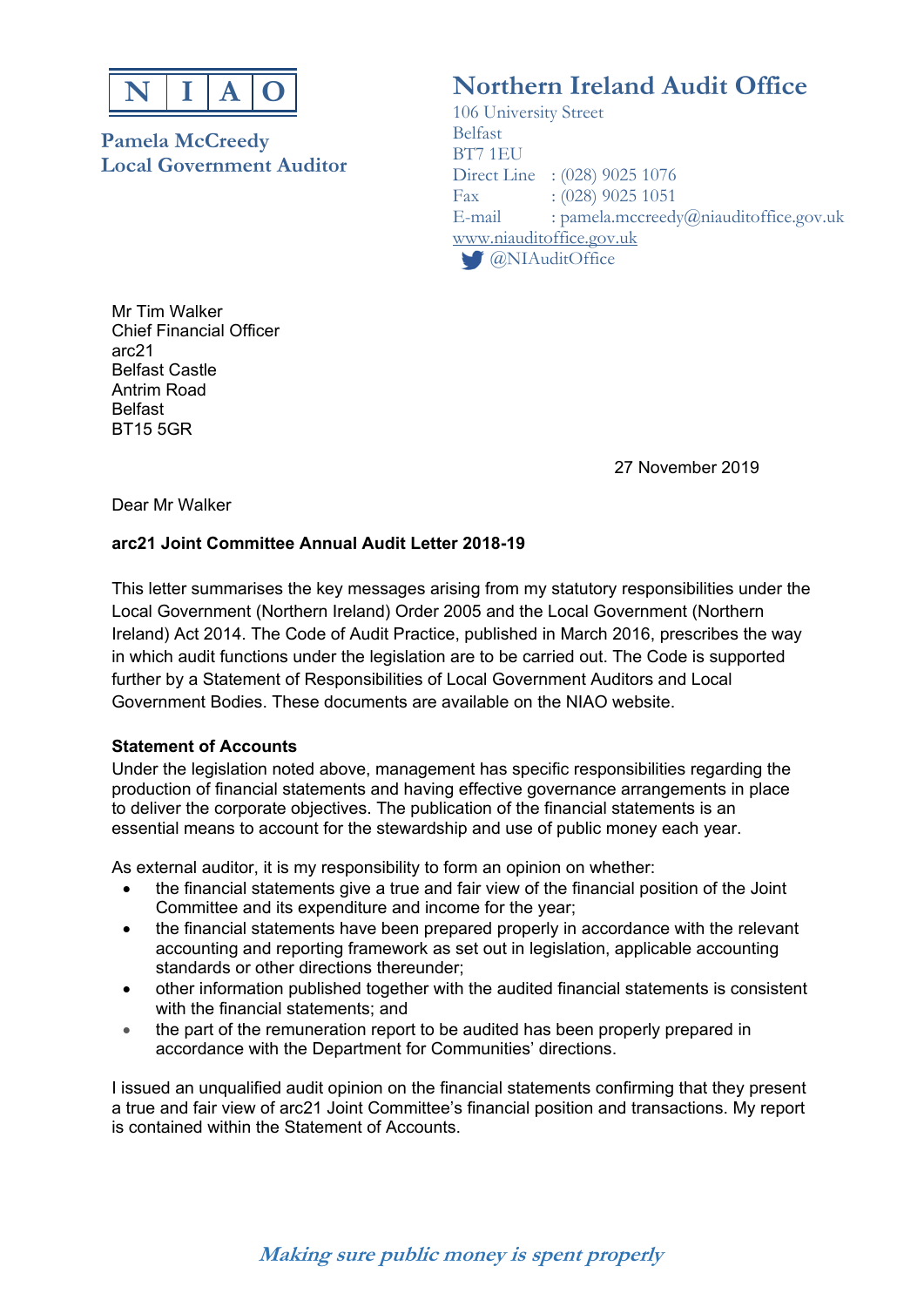**N | I | A | O**

**Pamela McCreedy**
**Local Government Auditor**

**Northern Ireland Audit Office**
106 University Street
Belfast
BT7 1EU
Direct Line : (028) 9025 1076
Fax : (028) 9025 1051
E-mail : pamela.mccreedy@niauditoffice.gov.uk
www.niauditoffice.gov.uk
@NIAuditOffice

Mr Tim Walker
Chief Financial Officer
arc21
Belfast Castle
Antrim Road
Belfast
BT15 5GR

27 November 2019

Dear Mr Walker

**arc21 Joint Committee Annual Audit Letter 2018-19**

This letter summarises the key messages arising from my statutory responsibilities under the Local Government (Northern Ireland) Order 2005 and the Local Government (Northern Ireland) Act 2014. The Code of Audit Practice, published in March 2016, prescribes the way in which audit functions under the legislation are to be carried out. The Code is supported further by a Statement of Responsibilities of Local Government Auditors and Local Government Bodies. These documents are available on the NIAO website.

**Statement of Accounts**

Under the legislation noted above, management has specific responsibilities regarding the production of financial statements and having effective governance arrangements in place to deliver the corporate objectives. The publication of the financial statements is an essential means to account for the stewardship and use of public money each year.

As external auditor, it is my responsibility to form an opinion on whether:

- the financial statements give a true and fair view of the financial position of the Joint Committee and its expenditure and income for the year;
- the financial statements have been prepared properly in accordance with the relevant accounting and reporting framework as set out in legislation, applicable accounting standards or other directions thereunder;
- other information published together with the audited financial statements is consistent with the financial statements; and
- the part of the remuneration report to be audited has been properly prepared in accordance with the Department for Communities' directions.

I issued an unqualified audit opinion on the financial statements confirming that they present a true and fair view of arc21 Joint Committee's financial position and transactions. My report is contained within the Statement of Accounts.

*Making sure public money is spent properly*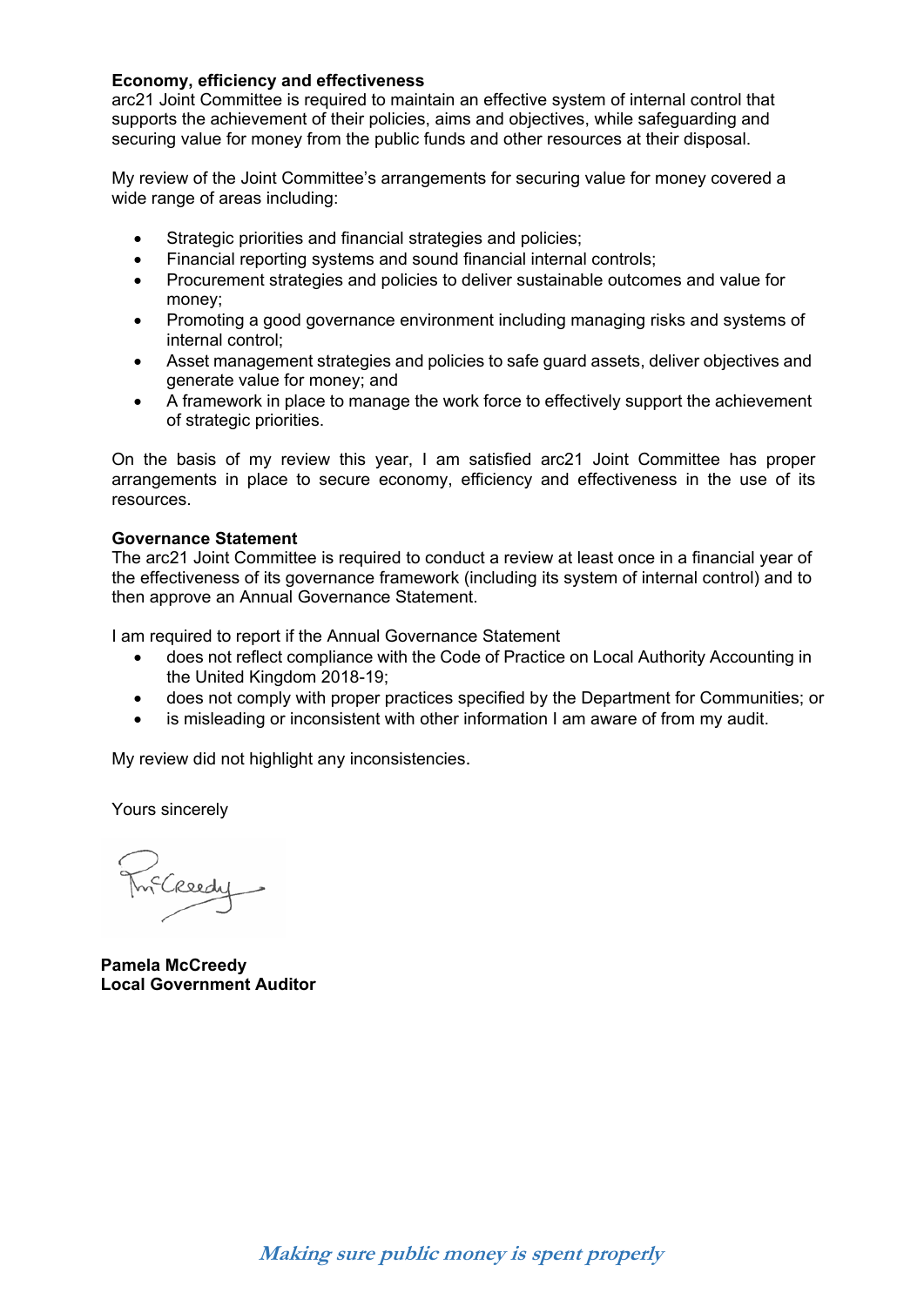**Economy, efficiency and effectiveness**

arc21 Joint Committee is required to maintain an effective system of internal control that supports the achievement of their policies, aims and objectives, while safeguarding and securing value for money from the public funds and other resources at their disposal.

My review of the Joint Committee's arrangements for securing value for money covered a wide range of areas including:

- Strategic priorities and financial strategies and policies;
- Financial reporting systems and sound financial internal controls;
- Procurement strategies and policies to deliver sustainable outcomes and value for money;
- Promoting a good governance environment including managing risks and systems of internal control;
- Asset management strategies and policies to safe guard assets, deliver objectives and generate value for money; and
- A framework in place to manage the work force to effectively support the achievement of strategic priorities.

On the basis of my review this year, I am satisfied arc21 Joint Committee has proper arrangements in place to secure economy, efficiency and effectiveness in the use of its resources.

**Governance Statement**

The arc21 Joint Committee is required to conduct a review at least once in a financial year of the effectiveness of its governance framework (including its system of internal control) and to then approve an Annual Governance Statement.

I am required to report if the Annual Governance Statement

- does not reflect compliance with the Code of Practice on Local Authority Accounting in the United Kingdom 2018-19;
- does not comply with proper practices specified by the Department for Communities; or
- is misleading or inconsistent with other information I am aware of from my audit.

My review did not highlight any inconsistencies.

Yours sincerely

**Pamela McCreedy**
**Local Government Auditor**

*Making sure public money is spent properly*